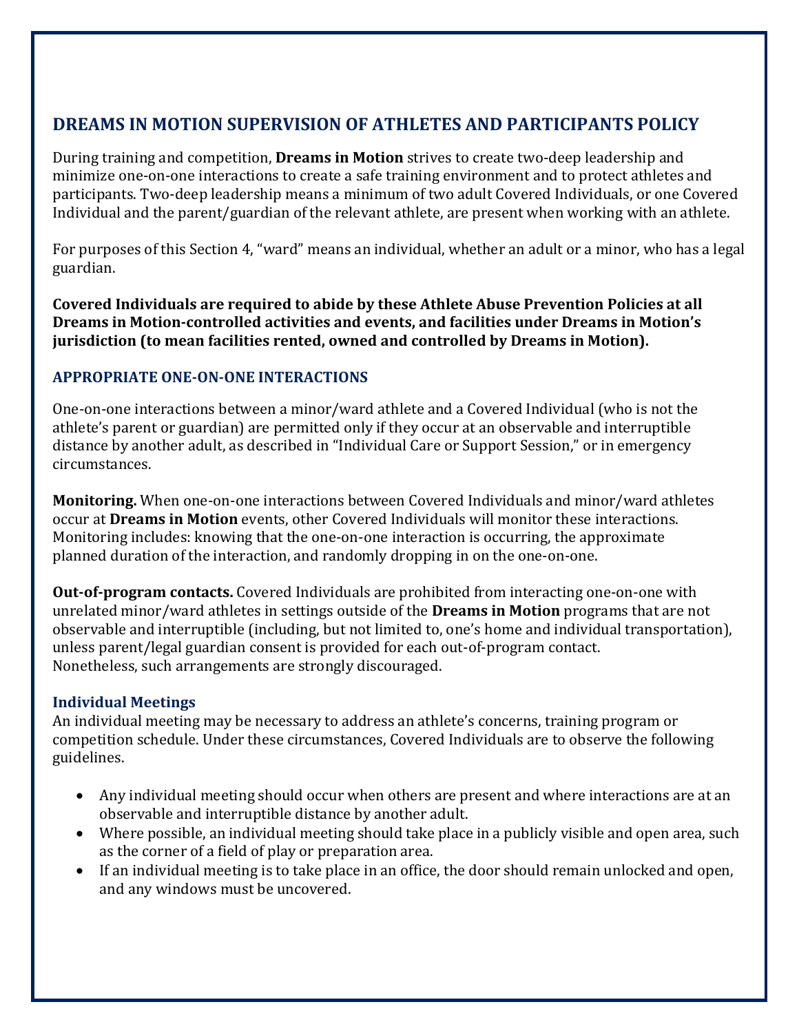## DREAMS IN MOTION SUPERVISION OF ATHLETES AND PARTICIPANTS POLICY

During training and competition, **Dreams in Motion** strives to create two-deep leadership and minimize one-on-one interactions to create a safe training environment and to protect athletes and participants. Two-deep leadership means a minimum of two adult Covered Individuals, or one Covered Individual and the parent/guardian of the relevant athlete, are present when working with an athlete.

For purposes of this Section 4, "ward" means an individual, whether an adult or a minor, who has a legal guardian.

**Covered Individuals are required to abide by these Athlete Abuse Prevention Policies at all Dreams in Motion-controlled activities and events, and facilities under Dreams in Motion's jurisdiction (to mean facilities rented, owned and controlled by Dreams in Motion).**

### APPROPRIATE ONE-ON-ONE INTERACTIONS

One-on-one interactions between a minor/ward athlete and a Covered Individual (who is not the athlete's parent or guardian) are permitted only if they occur at an observable and interruptible distance by another adult, as described in "Individual Care or Support Session," or in emergency circumstances.

**Monitoring.** When one-on-one interactions between Covered Individuals and minor/ward athletes occur at **Dreams in Motion** events, other Covered Individuals will monitor these interactions. Monitoring includes: knowing that the one-on-one interaction is occurring, the approximate planned duration of the interaction, and randomly dropping in on the one-on-one.

**Out-of-program contacts.** Covered Individuals are prohibited from interacting one-on-one with unrelated minor/ward athletes in settings outside of the **Dreams in Motion** programs that are not observable and interruptible (including, but not limited to, one's home and individual transportation), unless parent/legal guardian consent is provided for each out-of-program contact. Nonetheless, such arrangements are strongly discouraged.

### Individual Meetings

An individual meeting may be necessary to address an athlete's concerns, training program or competition schedule. Under these circumstances, Covered Individuals are to observe the following guidelines.

- Any individual meeting should occur when others are present and where interactions are at an observable and interruptible distance by another adult.
- Where possible, an individual meeting should take place in a publicly visible and open area, such as the corner of a field of play or preparation area.
- If an individual meeting is to take place in an office, the door should remain unlocked and open, and any windows must be uncovered.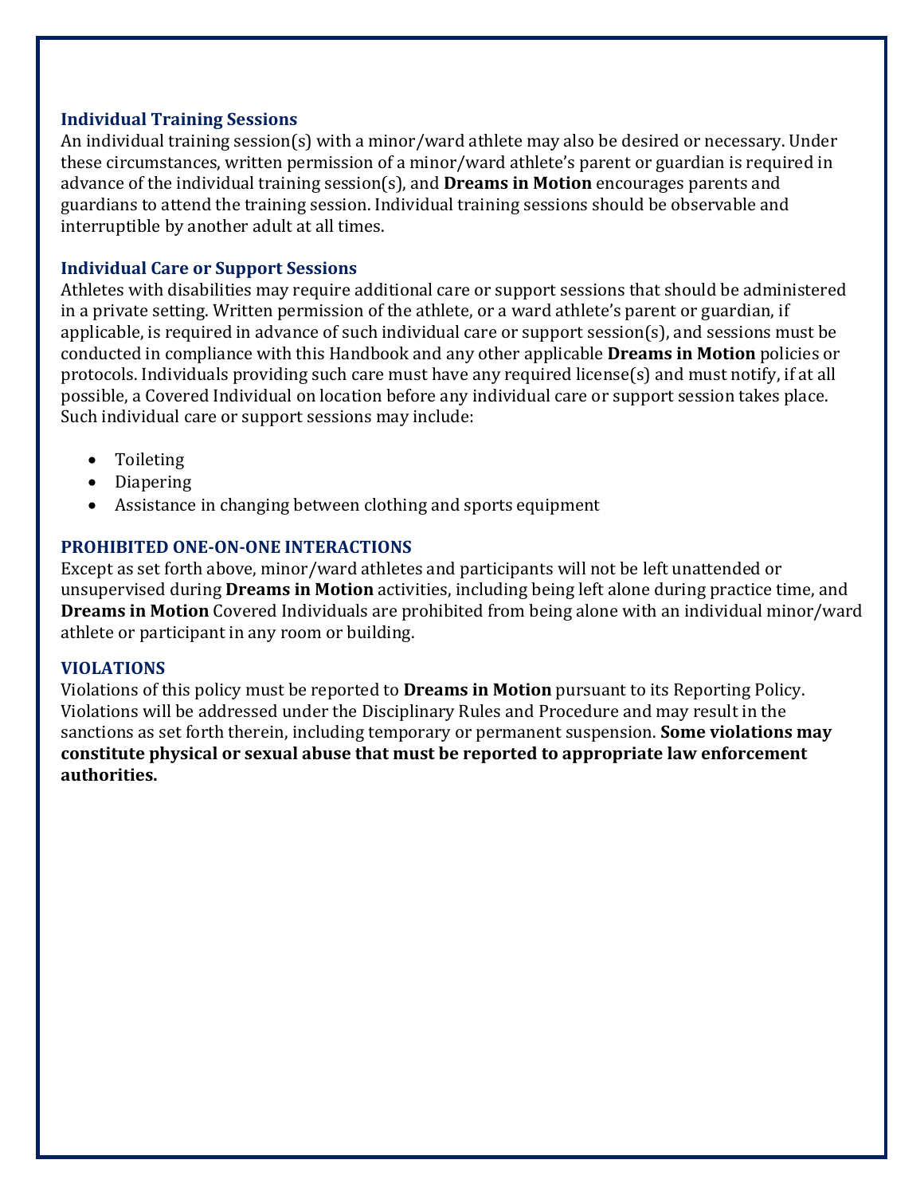### Individual Training Sessions

An individual training session(s) with a minor/ward athlete may also be desired or necessary. Under these circumstances, written permission of a minor/ward athlete's parent or guardian is required in advance of the individual training session(s), and **Dreams in Motion** encourages parents and guardians to attend the training session. Individual training sessions should be observable and interruptible by another adult at all times.

### Individual Care or Support Sessions

Athletes with disabilities may require additional care or support sessions that should be administered in a private setting. Written permission of the athlete, or a ward athlete's parent or guardian, if applicable, is required in advance of such individual care or support session(s), and sessions must be conducted in compliance with this Handbook and any other applicable **Dreams in Motion** policies or protocols. Individuals providing such care must have any required license(s) and must notify, if at all possible, a Covered Individual on location before any individual care or support session takes place. Such individual care or support sessions may include:

- Toileting
- Diapering
- Assistance in changing between clothing and sports equipment

## PROHIBITED ONE-ON-ONE INTERACTIONS

Except as set forth above, minor/ward athletes and participants will not be left unattended or unsupervised during **Dreams in Motion** activities, including being left alone during practice time, and **Dreams in Motion** Covered Individuals are prohibited from being alone with an individual minor/ward athlete or participant in any room or building.

## VIOLATIONS

Violations of this policy must be reported to **Dreams in Motion** pursuant to its Reporting Policy. Violations will be addressed under the Disciplinary Rules and Procedure and may result in the sanctions as set forth therein, including temporary or permanent suspension. **Some violations may constitute physical or sexual abuse that must be reported to appropriate law enforcement authorities.**